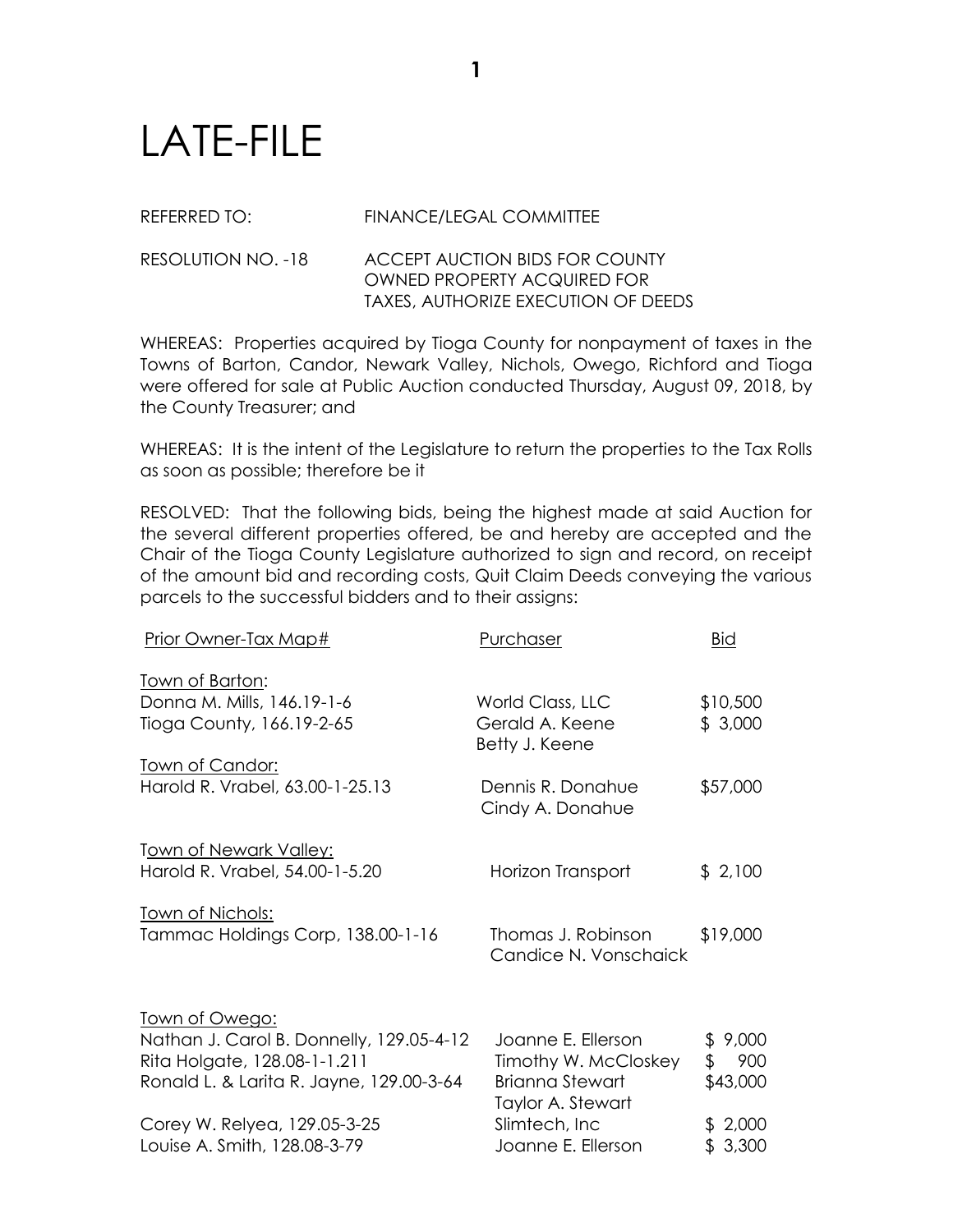# LATE-FILE

REFERRED TO: FINANCE/LEGAL COMMITTEE

RESOLUTION NO. -18 ACCEPT AUCTION BIDS FOR COUNTY OWNED PROPERTY ACQUIRED FOR TAXES, AUTHORIZE EXECUTION OF DEEDS

WHEREAS: Properties acquired by Tioga County for nonpayment of taxes in the Towns of Barton, Candor, Newark Valley, Nichols, Owego, Richford and Tioga were offered for sale at Public Auction conducted Thursday, August 09, 2018, by the County Treasurer; and

WHEREAS: It is the intent of the Legislature to return the properties to the Tax Rolls as soon as possible; therefore be it

RESOLVED: That the following bids, being the highest made at said Auction for the several different properties offered, be and hereby are accepted and the Chair of the Tioga County Legislature authorized to sign and record, on receipt of the amount bid and recording costs, Quit Claim Deeds conveying the various parcels to the successful bidders and to their assigns:

| Prior Owner-Tax Map# | Purchaser | Bid |
|---|---|---|
| Town of Barton: | | |
| Donna M. Mills, 146.19-1-6 | World Class, LLC | $10,500 |
| Tioga County, 166.19-2-65 | Gerald A. Keene<br>Betty J. Keene | $ 3,000 |
| Town of Candor: | | |
| Harold R. Vrabel, 63.00-1-25.13 | Dennis R. Donahue<br>Cindy A. Donahue | $57,000 |
| Town of Newark Valley: | | |
| Harold R. Vrabel, 54.00-1-5.20 | Horizon Transport | $ 2,100 |
| Town of Nichols: | | |
| Tammac Holdings Corp, 138.00-1-16 | Thomas J. Robinson<br>Candice N. Vonschaick | $19,000 |
| Town of Owego: | | |
| Nathan J. Carol B. Donnelly, 129.05-4-12 | Joanne E. Ellerson | $ 9,000 |
| Rita Holgate, 128.08-1-1.211 | Timothy W. McCloskey | $ 900 |
| Ronald L. & Larita R. Jayne, 129.00-3-64 | Brianna Stewart<br>Taylor A. Stewart | $43,000 |
| Corey W. Relyea, 129.05-3-25 | Slimtech, Inc | $ 2,000 |
| Louise A. Smith, 128.08-3-79 | Joanne E. Ellerson | $ 3,300 |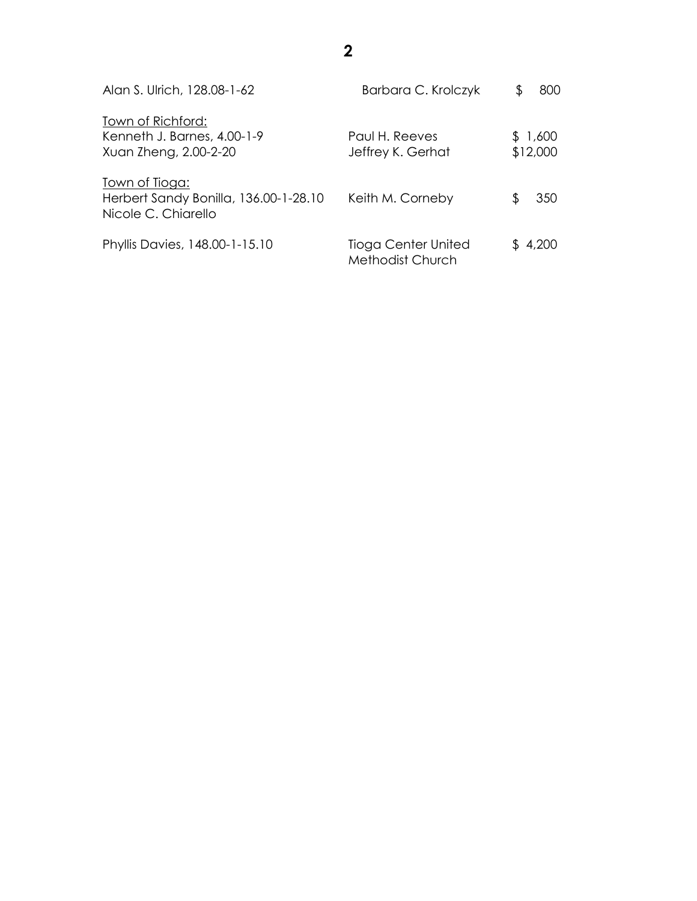| | | |
|---|---|---|
| Alan S. Ulrich, 128.08-1-62 | Barbara C. Krolczyk | $ 800 |
| <u>Town of Richford:</u> | | |
| Kenneth J. Barnes, 4.00-1-9 | Paul H. Reeves | $ 1,600 |
| Xuan Zheng, 2.00-2-20 | Jeffrey K. Gerhat | $12,000 |
| <u>Town of Tioga:</u> | | |
| Herbert Sandy Bonilla, 136.00-1-28.10 Nicole C. Chiarello | Keith M. Corneby | $ 350 |
| Phyllis Davies, 148.00-1-15.10 | Tioga Center United Methodist Church | $ 4,200 |